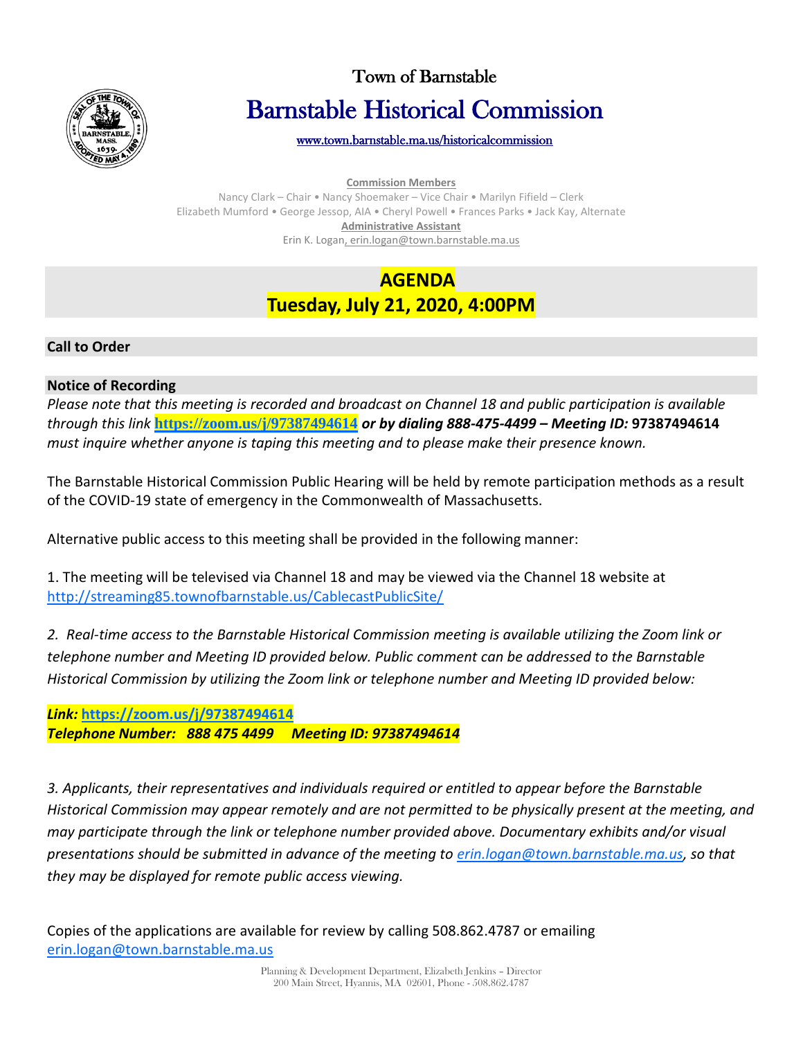Town of Barnstable

# Barnstable Historical Commission

www.town.barnstable.ma.us/historicalcommission

**Commission Members**

Nancy Clark – Chair • Nancy Shoemaker – Vice Chair • Marilyn Fifield – Clerk
Elizabeth Mumford • George Jessop, AIA • Cheryl Powell • Frances Parks • Jack Kay, Alternate

**Administrative Assistant**

Erin K. Logan, erin.logan@town.barnstable.ma.us

## AGENDA
## Tuesday, July 21, 2020, 4:00PM

### Call to Order

### Notice of Recording

*Please note that this meeting is recorded and broadcast on Channel 18 and public participation is available through this link* **https://zoom.us/j/97387494614** ***or by dialing 888-475-4499 – Meeting ID:*** **97387494614** *must inquire whether anyone is taping this meeting and to please make their presence known.*

The Barnstable Historical Commission Public Hearing will be held by remote participation methods as a result of the COVID-19 state of emergency in the Commonwealth of Massachusetts.

Alternative public access to this meeting shall be provided in the following manner:

1. The meeting will be televised via Channel 18 and may be viewed via the Channel 18 website at http://streaming85.townofbarnstable.us/CablecastPublicSite/

*2. Real-time access to the Barnstable Historical Commission meeting is available utilizing the Zoom link or telephone number and Meeting ID provided below. Public comment can be addressed to the Barnstable Historical Commission by utilizing the Zoom link or telephone number and Meeting ID provided below:*

***Link:* https://zoom.us/j/97387494614**
***Telephone Number: 888 475 4499 Meeting ID: 97387494614***

*3. Applicants, their representatives and individuals required or entitled to appear before the Barnstable Historical Commission may appear remotely and are not permitted to be physically present at the meeting, and may participate through the link or telephone number provided above. Documentary exhibits and/or visual presentations should be submitted in advance of the meeting to erin.logan@town.barnstable.ma.us, so that they may be displayed for remote public access viewing.*

Copies of the applications are available for review by calling 508.862.4787 or emailing erin.logan@town.barnstable.ma.us

Planning & Development Department, Elizabeth Jenkins – Director
200 Main Street, Hyannis, MA 02601, Phone - 508.862.4787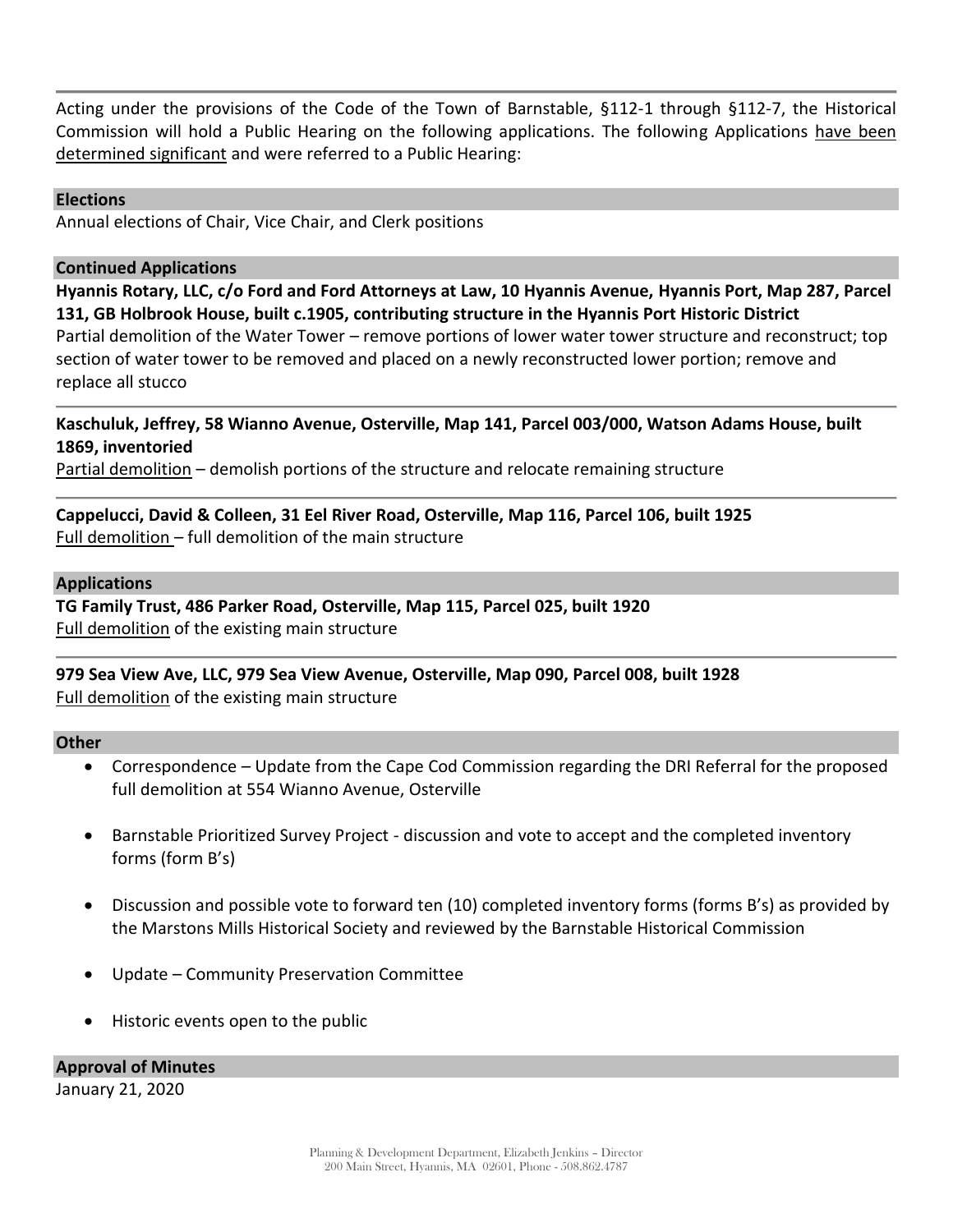Acting under the provisions of the Code of the Town of Barnstable, §112-1 through §112-7, the Historical Commission will hold a Public Hearing on the following applications. The following Applications <u>have been determined significant</u> and were referred to a Public Hearing:

## Elections

Annual elections of Chair, Vice Chair, and Clerk positions

## Continued Applications

**Hyannis Rotary, LLC, c/o Ford and Ford Attorneys at Law, 10 Hyannis Avenue, Hyannis Port, Map 287, Parcel 131, GB Holbrook House, built c.1905, contributing structure in the Hyannis Port Historic District**

Partial demolition of the Water Tower – remove portions of lower water tower structure and reconstruct; top section of water tower to be removed and placed on a newly reconstructed lower portion; remove and replace all stucco

---

**Kaschuluk, Jeffrey, 58 Wianno Avenue, Osterville, Map 141, Parcel 003/000, Watson Adams House, built 1869, inventoried**

<u>Partial demolition</u> – demolish portions of the structure and relocate remaining structure

---

**Cappelucci, David & Colleen, 31 Eel River Road, Osterville, Map 116, Parcel 106, built 1925**

<u>Full demolition</u> – full demolition of the main structure

## Applications

**TG Family Trust, 486 Parker Road, Osterville, Map 115, Parcel 025, built 1920**

<u>Full demolition</u> of the existing main structure

---

**979 Sea View Ave, LLC, 979 Sea View Avenue, Osterville, Map 090, Parcel 008, built 1928**

<u>Full demolition</u> of the existing main structure

## Other

- Correspondence – Update from the Cape Cod Commission regarding the DRI Referral for the proposed full demolition at 554 Wianno Avenue, Osterville
- Barnstable Prioritized Survey Project - discussion and vote to accept and the completed inventory forms (form B's)
- Discussion and possible vote to forward ten (10) completed inventory forms (forms B's) as provided by the Marstons Mills Historical Society and reviewed by the Barnstable Historical Commission
- Update – Community Preservation Committee
- Historic events open to the public

## Approval of Minutes

January 21, 2020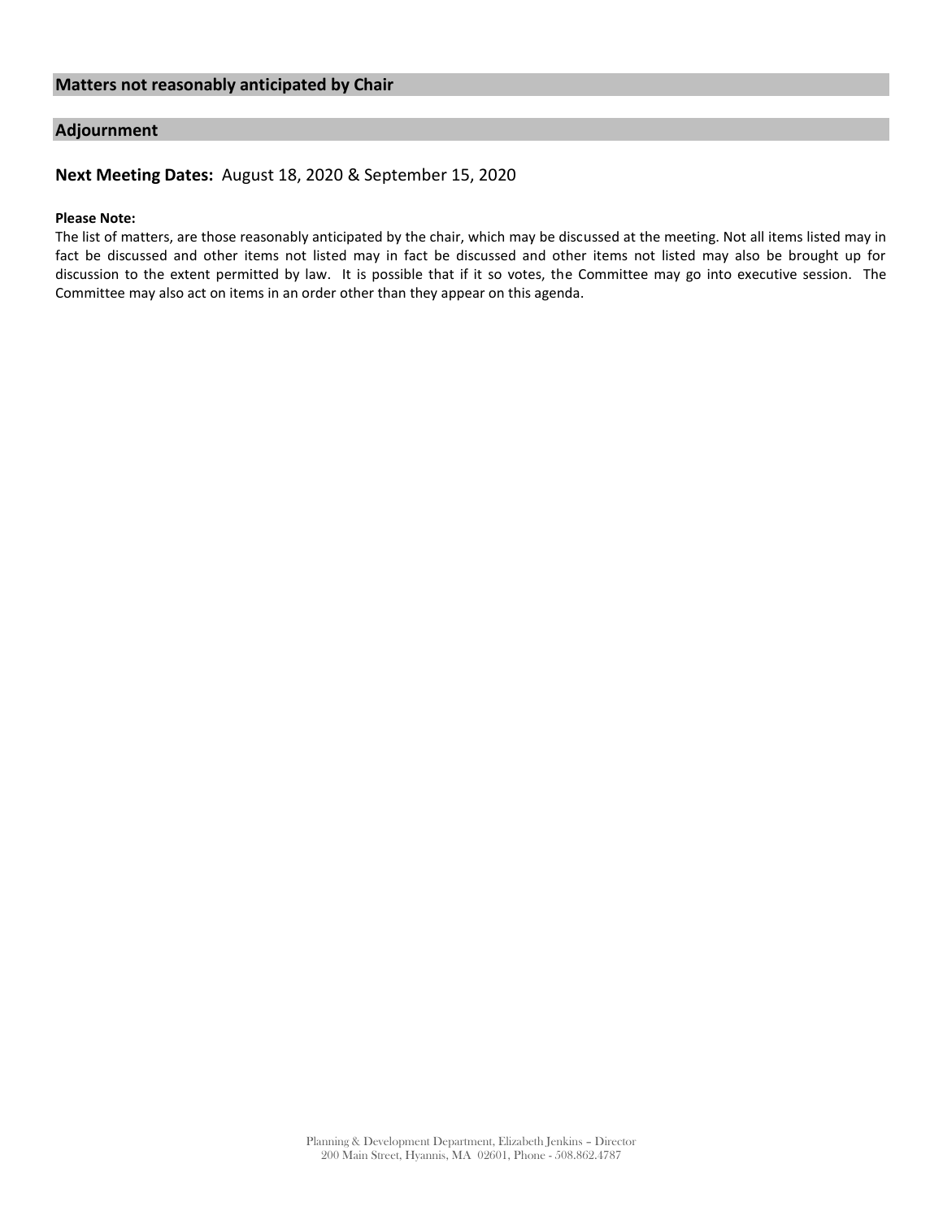## Matters not reasonably anticipated by Chair

## Adjournment

**Next Meeting Dates:** August 18, 2020 & September 15, 2020

**Please Note:**

The list of matters, are those reasonably anticipated by the chair, which may be discussed at the meeting. Not all items listed may in fact be discussed and other items not listed may in fact be discussed and other items not listed may also be brought up for discussion to the extent permitted by law. It is possible that if it so votes, the Committee may go into executive session. The Committee may also act on items in an order other than they appear on this agenda.

Planning & Development Department, Elizabeth Jenkins – Director
200 Main Street, Hyannis, MA 02601, Phone - 508.862.4787